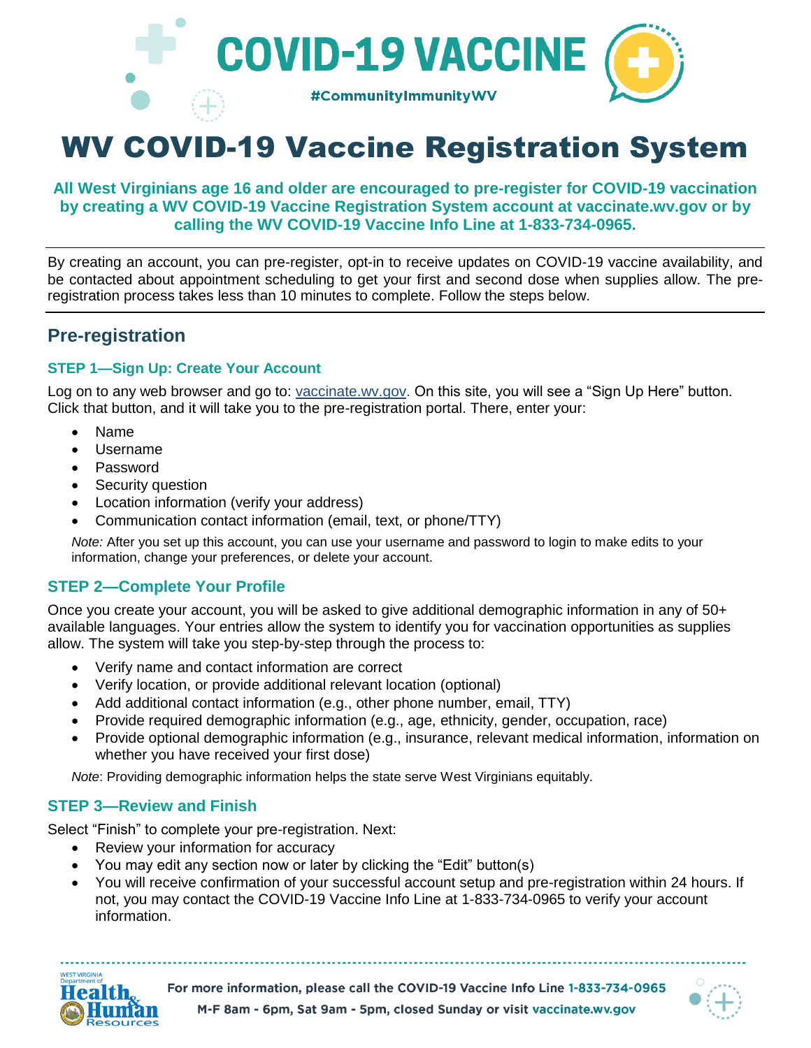COVID-19 VACCINE

#CommunityImmunityWV

# WV COVID-19 Vaccine Registration System

**All West Virginians age 16 and older are encouraged to pre-register for COVID-19 vaccination by creating a WV COVID-19 Vaccine Registration System account at vaccinate.wv.gov or by calling the WV COVID-19 Vaccine Info Line at 1-833-734-0965.**

By creating an account, you can pre-register, opt-in to receive updates on COVID-19 vaccine availability, and be contacted about appointment scheduling to get your first and second dose when supplies allow. The pre-registration process takes less than 10 minutes to complete. Follow the steps below.

## Pre-registration

### STEP 1—Sign Up: Create Your Account

Log on to any web browser and go to: vaccinate.wv.gov. On this site, you will see a "Sign Up Here" button. Click that button, and it will take you to the pre-registration portal. There, enter your:

- Name
- Username
- Password
- Security question
- Location information (verify your address)
- Communication contact information (email, text, or phone/TTY)

*Note:* After you set up this account, you can use your username and password to login to make edits to your information, change your preferences, or delete your account.

### STEP 2—Complete Your Profile

Once you create your account, you will be asked to give additional demographic information in any of 50+ available languages. Your entries allow the system to identify you for vaccination opportunities as supplies allow. The system will take you step-by-step through the process to:

- Verify name and contact information are correct
- Verify location, or provide additional relevant location (optional)
- Add additional contact information (e.g., other phone number, email, TTY)
- Provide required demographic information (e.g., age, ethnicity, gender, occupation, race)
- Provide optional demographic information (e.g., insurance, relevant medical information, information on whether you have received your first dose)

*Note*: Providing demographic information helps the state serve West Virginians equitably.

### STEP 3—Review and Finish

Select "Finish" to complete your pre-registration. Next:

- Review your information for accuracy
- You may edit any section now or later by clicking the "Edit" button(s)
- You will receive confirmation of your successful account setup and pre-registration within 24 hours. If not, you may contact the COVID-19 Vaccine Info Line at 1-833-734-0965 to verify your account information.

West Virginia Department of Health & Human Resources

For more information, please call the COVID-19 Vaccine Info Line 1-833-734-0965

M-F 8am - 6pm, Sat 9am - 5pm, closed Sunday or visit vaccinate.wv.gov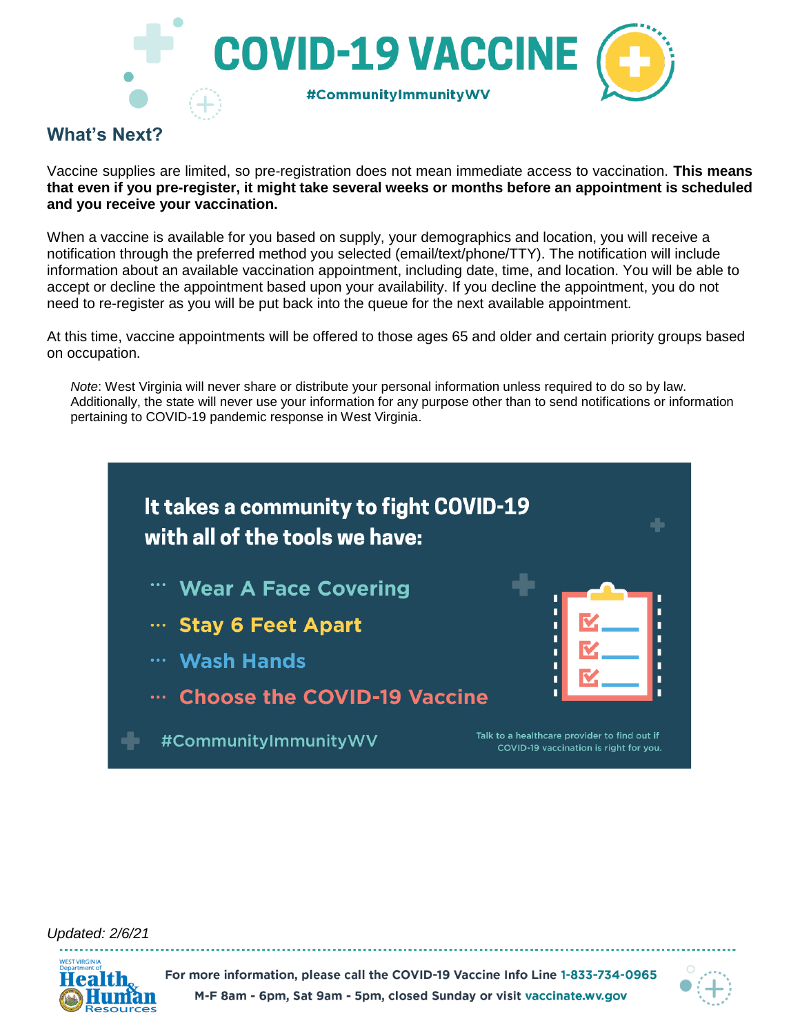# COVID-19 VACCINE

#CommunityImmunityWV

## What's Next?

Vaccine supplies are limited, so pre-registration does not mean immediate access to vaccination. **This means that even if you pre-register, it might take several weeks or months before an appointment is scheduled and you receive your vaccination.**

When a vaccine is available for you based on supply, your demographics and location, you will receive a notification through the preferred method you selected (email/text/phone/TTY). The notification will include information about an available vaccination appointment, including date, time, and location. You will be able to accept or decline the appointment based upon your availability. If you decline the appointment, you do not need to re-register as you will be put back into the queue for the next available appointment.

At this time, vaccine appointments will be offered to those ages 65 and older and certain priority groups based on occupation.

> *Note*: West Virginia will never share or distribute your personal information unless required to do so by law. Additionally, the state will never use your information for any purpose other than to send notifications or information pertaining to COVID-19 pandemic response in West Virginia.

**It takes a community to fight COVID-19 with all of the tools we have:**

- Wear A Face Covering
- Stay 6 Feet Apart
- Wash Hands
- Choose the COVID-19 Vaccine

#CommunityImmunityWV

Talk to a healthcare provider to find out if COVID-19 vaccination is right for you.

*Updated: 2/6/21*

West Virginia Department of Health & Human Resources

For more information, please call the COVID-19 Vaccine Info Line 1-833-734-0965 M-F 8am - 6pm, Sat 9am - 5pm, closed Sunday or visit vaccinate.wv.gov